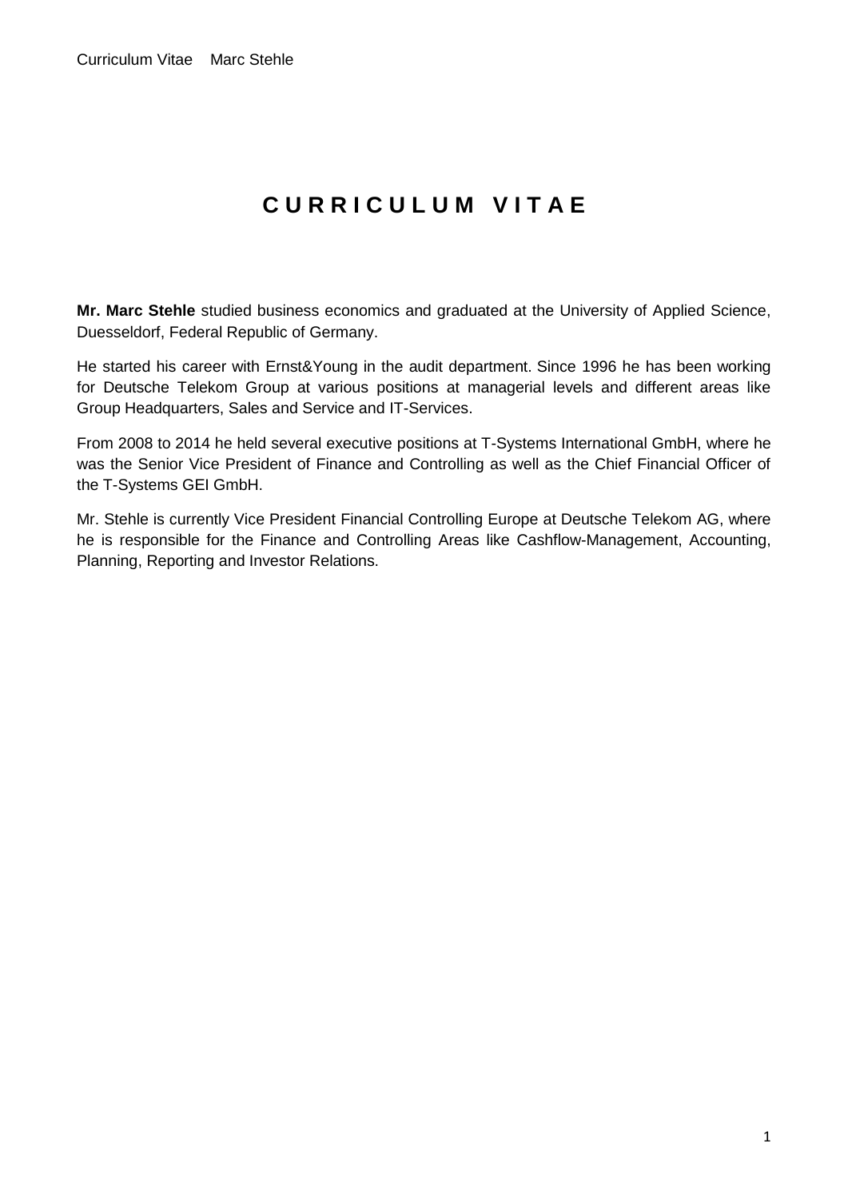# CURRICULUM VITAE

**Mr. Marc Stehle** studied business economics and graduated at the University of Applied Science, Duesseldorf, Federal Republic of Germany.

He started his career with Ernst&Young in the audit department. Since 1996 he has been working for Deutsche Telekom Group at various positions at managerial levels and different areas like Group Headquarters, Sales and Service and IT-Services.

From 2008 to 2014 he held several executive positions at T-Systems International GmbH, where he was the Senior Vice President of Finance and Controlling as well as the Chief Financial Officer of the T-Systems GEI GmbH.

Mr. Stehle is currently Vice President Financial Controlling Europe at Deutsche Telekom AG, where he is responsible for the Finance and Controlling Areas like Cashflow-Management, Accounting, Planning, Reporting and Investor Relations.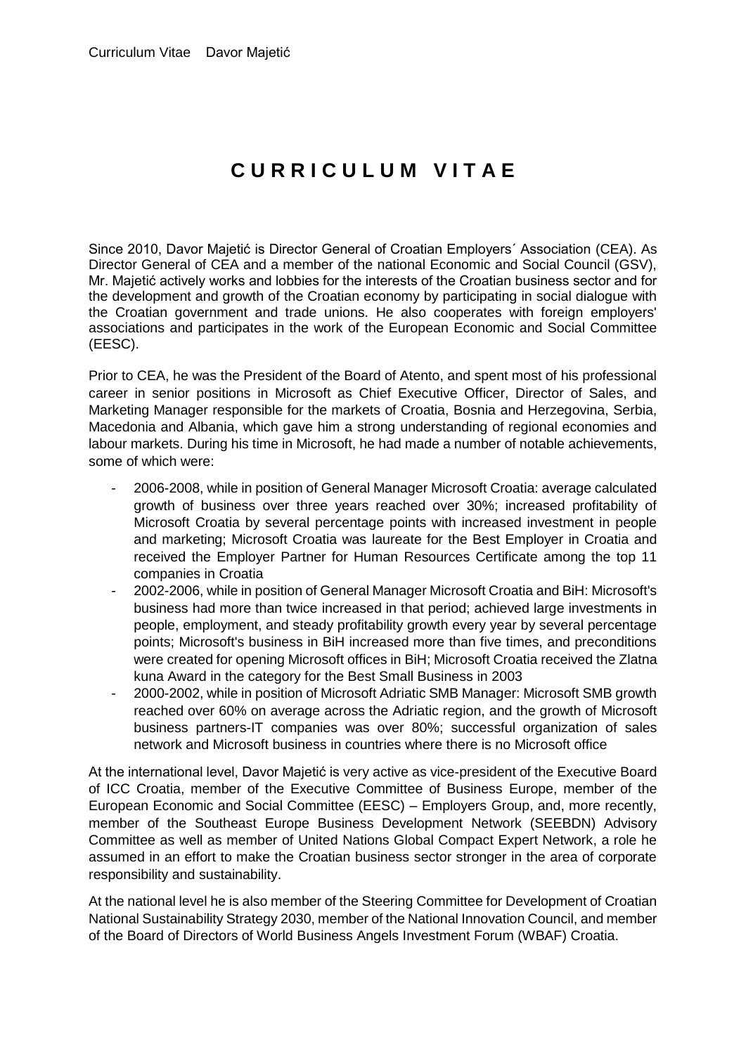# CURRICULUM VITAE

Since 2010, Davor Majetić is Director General of Croatian Employers´ Association (CEA). As Director General of CEA and a member of the national Economic and Social Council (GSV), Mr. Majetić actively works and lobbies for the interests of the Croatian business sector and for the development and growth of the Croatian economy by participating in social dialogue with the Croatian government and trade unions. He also cooperates with foreign employers' associations and participates in the work of the European Economic and Social Committee (EESC).

Prior to CEA, he was the President of the Board of Atento, and spent most of his professional career in senior positions in Microsoft as Chief Executive Officer, Director of Sales, and Marketing Manager responsible for the markets of Croatia, Bosnia and Herzegovina, Serbia, Macedonia and Albania, which gave him a strong understanding of regional economies and labour markets. During his time in Microsoft, he had made a number of notable achievements, some of which were:

- 2006-2008, while in position of General Manager Microsoft Croatia: average calculated growth of business over three years reached over 30%; increased profitability of Microsoft Croatia by several percentage points with increased investment in people and marketing; Microsoft Croatia was laureate for the Best Employer in Croatia and received the Employer Partner for Human Resources Certificate among the top 11 companies in Croatia
- 2002-2006, while in position of General Manager Microsoft Croatia and BiH: Microsoft's business had more than twice increased in that period; achieved large investments in people, employment, and steady profitability growth every year by several percentage points; Microsoft's business in BiH increased more than five times, and preconditions were created for opening Microsoft offices in BiH; Microsoft Croatia received the Zlatna kuna Award in the category for the Best Small Business in 2003
- 2000-2002, while in position of Microsoft Adriatic SMB Manager: Microsoft SMB growth reached over 60% on average across the Adriatic region, and the growth of Microsoft business partners-IT companies was over 80%; successful organization of sales network and Microsoft business in countries where there is no Microsoft office

At the international level, Davor Majetić is very active as vice-president of the Executive Board of ICC Croatia, member of the Executive Committee of Business Europe, member of the European Economic and Social Committee (EESC) – Employers Group, and, more recently, member of the Southeast Europe Business Development Network (SEEBDN) Advisory Committee as well as member of United Nations Global Compact Expert Network, a role he assumed in an effort to make the Croatian business sector stronger in the area of corporate responsibility and sustainability.

At the national level he is also member of the Steering Committee for Development of Croatian National Sustainability Strategy 2030, member of the National Innovation Council, and member of the Board of Directors of World Business Angels Investment Forum (WBAF) Croatia.